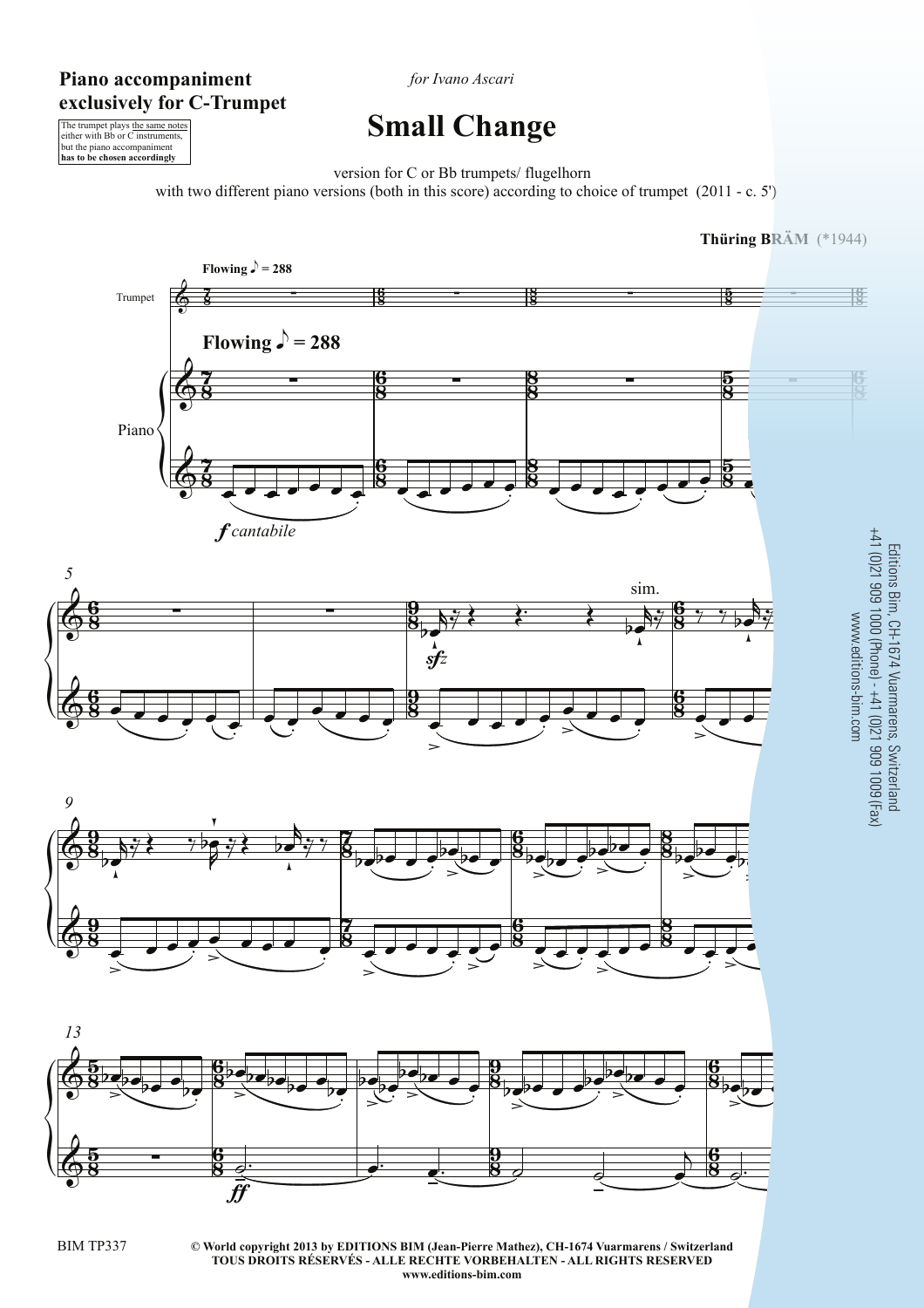**Piano accompaniment exclusively for C-Trumpet**

The trumpet plays the same notes either with Bb or C instruments, but the piano accompaniment **has to be chosen accordingly**

*for Ivano Ascari*

# Small Change

version for C or Bb trumpets/ flugelhorn
with two different piano versions (both in this score) according to choice of trumpet (2011 - c. 5')

**Thüring BRÄM** (*1944)

Editions Bim, CH-1674 Vuarmarens, Switzerland
+41 (0)21 909 1000 (Phone) - +41 (0)21 909 1009 (Fax)
www.editions-bim.com

BIM TP337

**© World copyright 2013 by EDITIONS BIM (Jean-Pierre Mathez), CH-1674 Vuarmarens / Switzerland**
**TOUS DROITS RÉSERVÉS - ALLE RECHTE VORBEHALTEN - ALL RIGHTS RESERVED**
**www.editions-bim.com**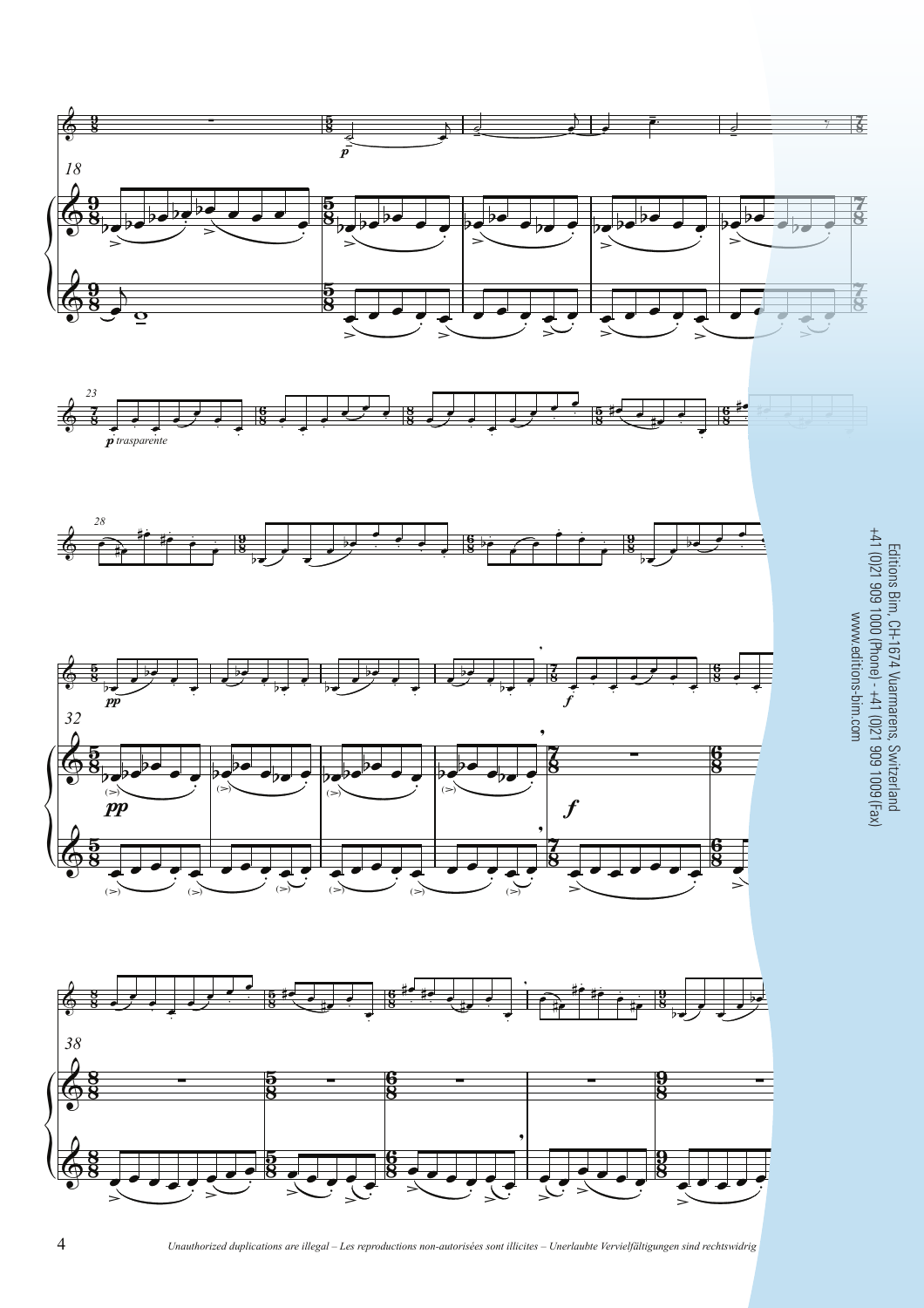Editions Bim, CH-1674 Vuarmarens, Switzerland
+41 (0)21 909 1000 (Phone) - +41 (0)21 909 1009 (Fax)
www.editions-bim.com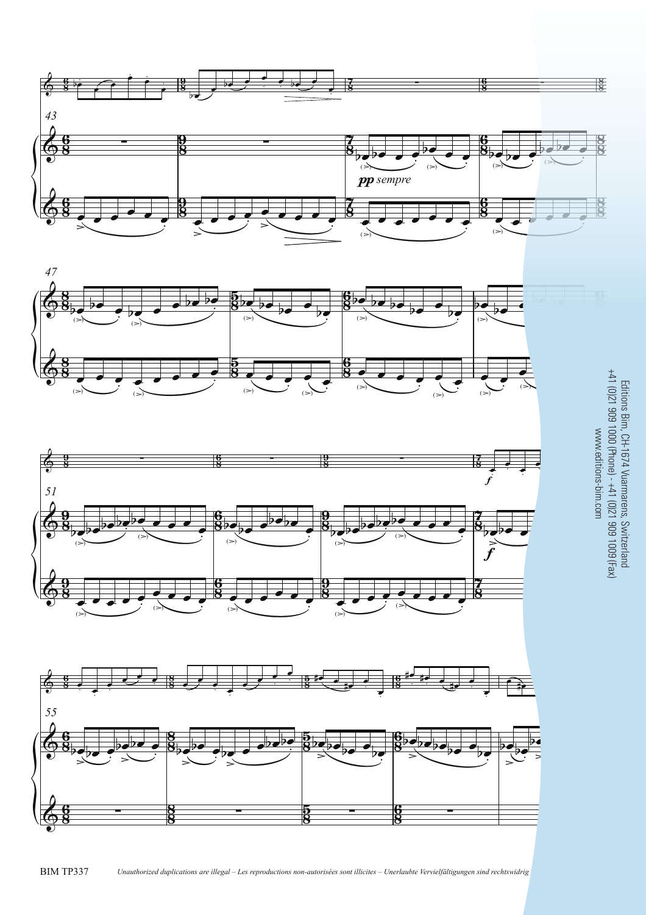Editions Bim, CH-1674 Vuarmarens, Switzerland
+41 (0)21 909 1000 (Phone) - +41 (0)21 909 1009 (Fax)
www.editions-bim.com